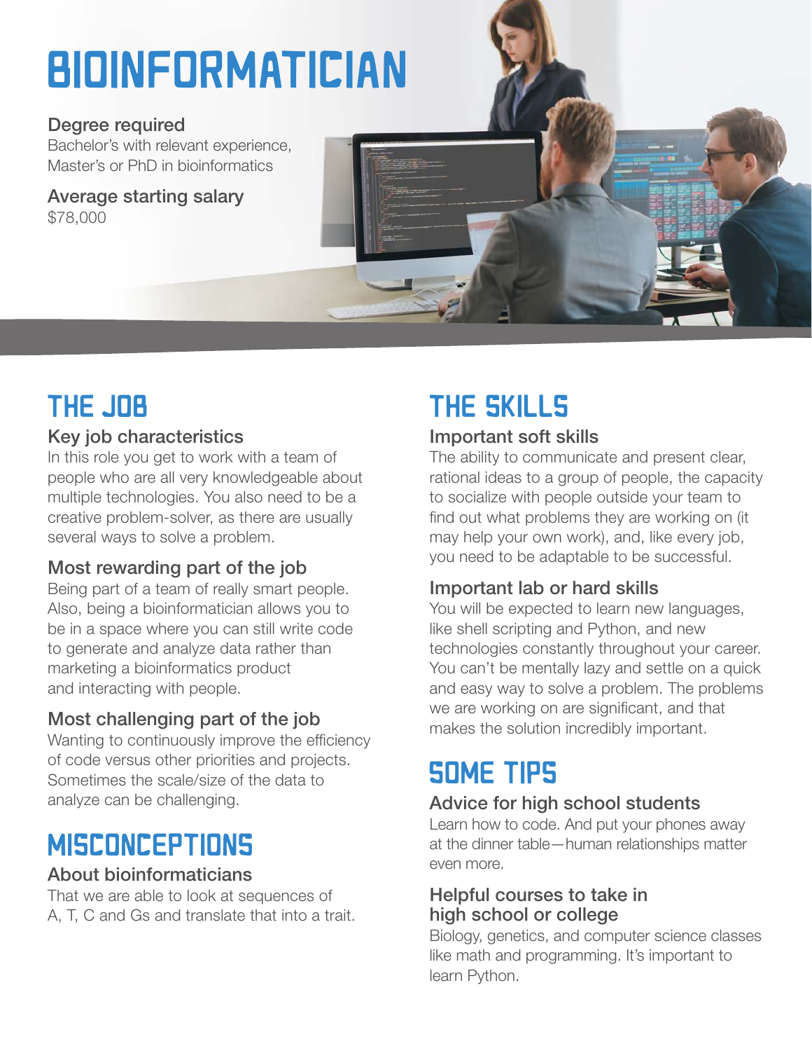# BIOINFORMATICIAN

### Degree required
Bachelor's with relevant experience, Master's or PhD in bioinformatics

### Average starting salary
$78,000

## THE JOB

### Key job characteristics
In this role you get to work with a team of people who are all very knowledgeable about multiple technologies. You also need to be a creative problem-solver, as there are usually several ways to solve a problem.

### Most rewarding part of the job
Being part of a team of really smart people. Also, being a bioinformatician allows you to be in a space where you can still write code to generate and analyze data rather than marketing a bioinformatics product and interacting with people.

### Most challenging part of the job
Wanting to continuously improve the efficiency of code versus other priorities and projects. Sometimes the scale/size of the data to analyze can be challenging.

## MISCONCEPTIONS

### About bioinformaticians
That we are able to look at sequences of A, T, C and Gs and translate that into a trait.

## THE SKILLS

### Important soft skills
The ability to communicate and present clear, rational ideas to a group of people, the capacity to socialize with people outside your team to find out what problems they are working on (it may help your own work), and, like every job, you need to be adaptable to be successful.

### Important lab or hard skills
You will be expected to learn new languages, like shell scripting and Python, and new technologies constantly throughout your career. You can't be mentally lazy and settle on a quick and easy way to solve a problem. The problems we are working on are significant, and that makes the solution incredibly important.

## SOME TIPS

### Advice for high school students
Learn how to code. And put your phones away at the dinner table—human relationships matter even more.

### Helpful courses to take in high school or college
Biology, genetics, and computer science classes like math and programming. It's important to learn Python.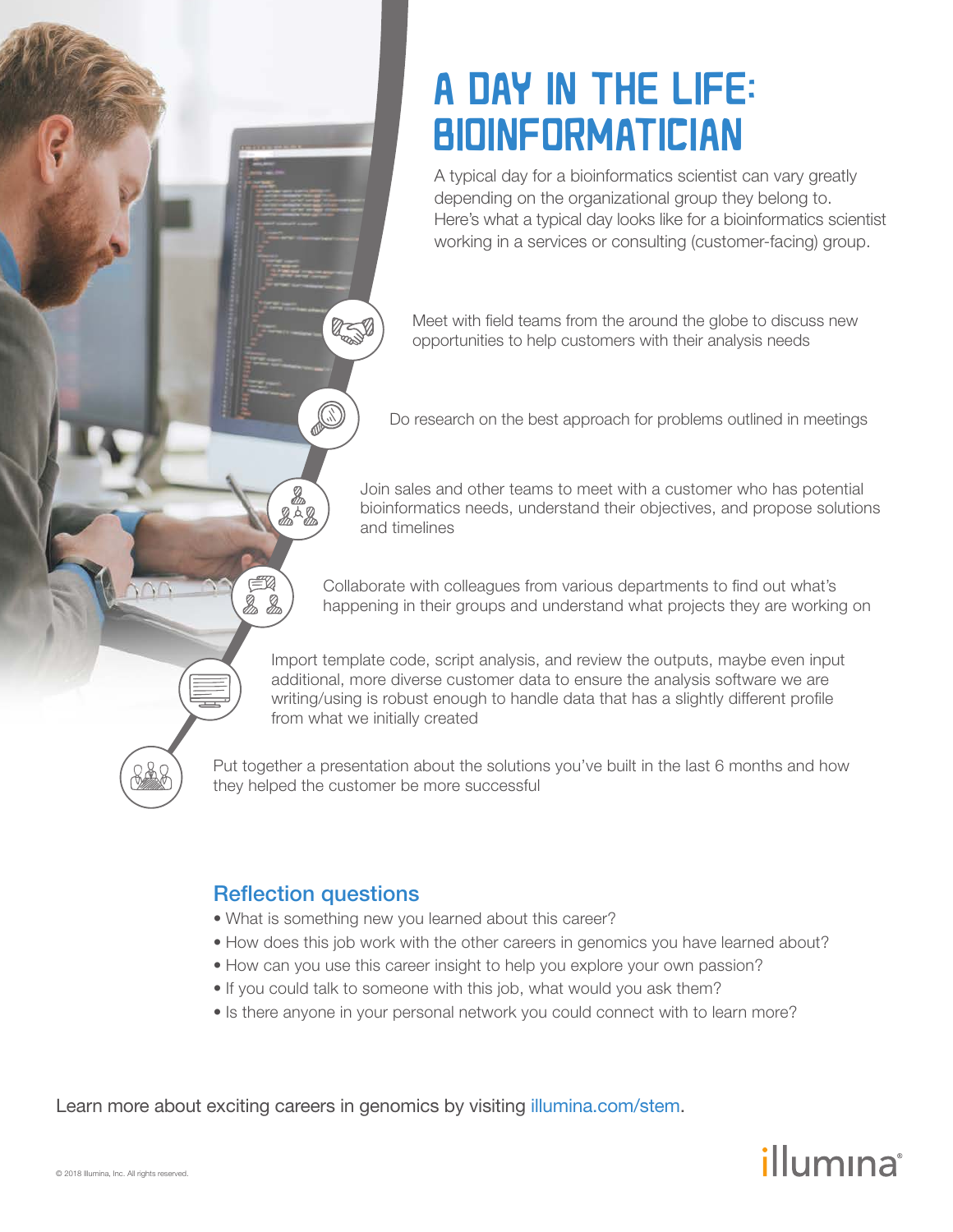# A DAY IN THE LIFE: BIOINFORMATICIAN

A typical day for a bioinformatics scientist can vary greatly depending on the organizational group they belong to. Here's what a typical day looks like for a bioinformatics scientist working in a services or consulting (customer-facing) group.

- Meet with field teams from the around the globe to discuss new opportunities to help customers with their analysis needs
- Do research on the best approach for problems outlined in meetings
- Join sales and other teams to meet with a customer who has potential bioinformatics needs, understand their objectives, and propose solutions and timelines
- Collaborate with colleagues from various departments to find out what's happening in their groups and understand what projects they are working on
- Import template code, script analysis, and review the outputs, maybe even input additional, more diverse customer data to ensure the analysis software we are writing/using is robust enough to handle data that has a slightly different profile from what we initially created
- Put together a presentation about the solutions you've built in the last 6 months and how they helped the customer be more successful

## Reflection questions

- What is something new you learned about this career?
- How does this job work with the other careers in genomics you have learned about?
- How can you use this career insight to help you explore your own passion?
- If you could talk to someone with this job, what would you ask them?
- Is there anyone in your personal network you could connect with to learn more?

Learn more about exciting careers in genomics by visiting illumina.com/stem.

© 2018 Illumina, Inc. All rights reserved.

illumina®